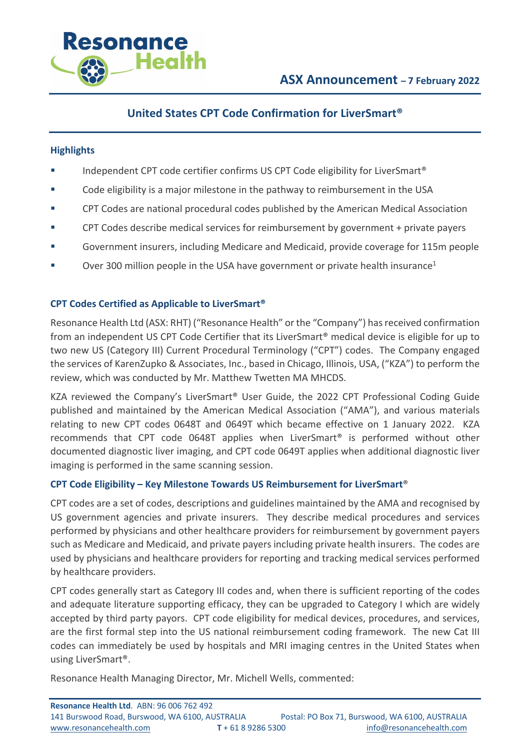**ASX Announcement – 7 February 2022**

# United States CPT Code Confirmation for LiverSmart®

## Highlights

- Independent CPT code certifier confirms US CPT Code eligibility for LiverSmart®
- Code eligibility is a major milestone in the pathway to reimbursement in the USA
- CPT Codes are national procedural codes published by the American Medical Association
- CPT Codes describe medical services for reimbursement by government + private payers
- Government insurers, including Medicare and Medicaid, provide coverage for 115m people
- Over 300 million people in the USA have government or private health insurance[1]

## CPT Codes Certified as Applicable to LiverSmart®

Resonance Health Ltd (ASX: RHT) ("Resonance Health" or the "Company") has received confirmation from an independent US CPT Code Certifier that its LiverSmart® medical device is eligible for up to two new US (Category III) Current Procedural Terminology ("CPT") codes. The Company engaged the services of KarenZupko & Associates, Inc., based in Chicago, Illinois, USA, ("KZA") to perform the review, which was conducted by Mr. Matthew Twetten MA MHCDS.

KZA reviewed the Company's LiverSmart® User Guide, the 2022 CPT Professional Coding Guide published and maintained by the American Medical Association ("AMA"), and various materials relating to new CPT codes 0648T and 0649T which became effective on 1 January 2022. KZA recommends that CPT code 0648T applies when LiverSmart® is performed without other documented diagnostic liver imaging, and CPT code 0649T applies when additional diagnostic liver imaging is performed in the same scanning session.

## CPT Code Eligibility – Key Milestone Towards US Reimbursement for LiverSmart®

CPT codes are a set of codes, descriptions and guidelines maintained by the AMA and recognised by US government agencies and private insurers. They describe medical procedures and services performed by physicians and other healthcare providers for reimbursement by government payers such as Medicare and Medicaid, and private payers including private health insurers. The codes are used by physicians and healthcare providers for reporting and tracking medical services performed by healthcare providers.

CPT codes generally start as Category III codes and, when there is sufficient reporting of the codes and adequate literature supporting efficacy, they can be upgraded to Category I which are widely accepted by third party payors. CPT code eligibility for medical devices, procedures, and services, are the first formal step into the US national reimbursement coding framework. The new Cat III codes can immediately be used by hospitals and MRI imaging centres in the United States when using LiverSmart®.

Resonance Health Managing Director, Mr. Michell Wells, commented: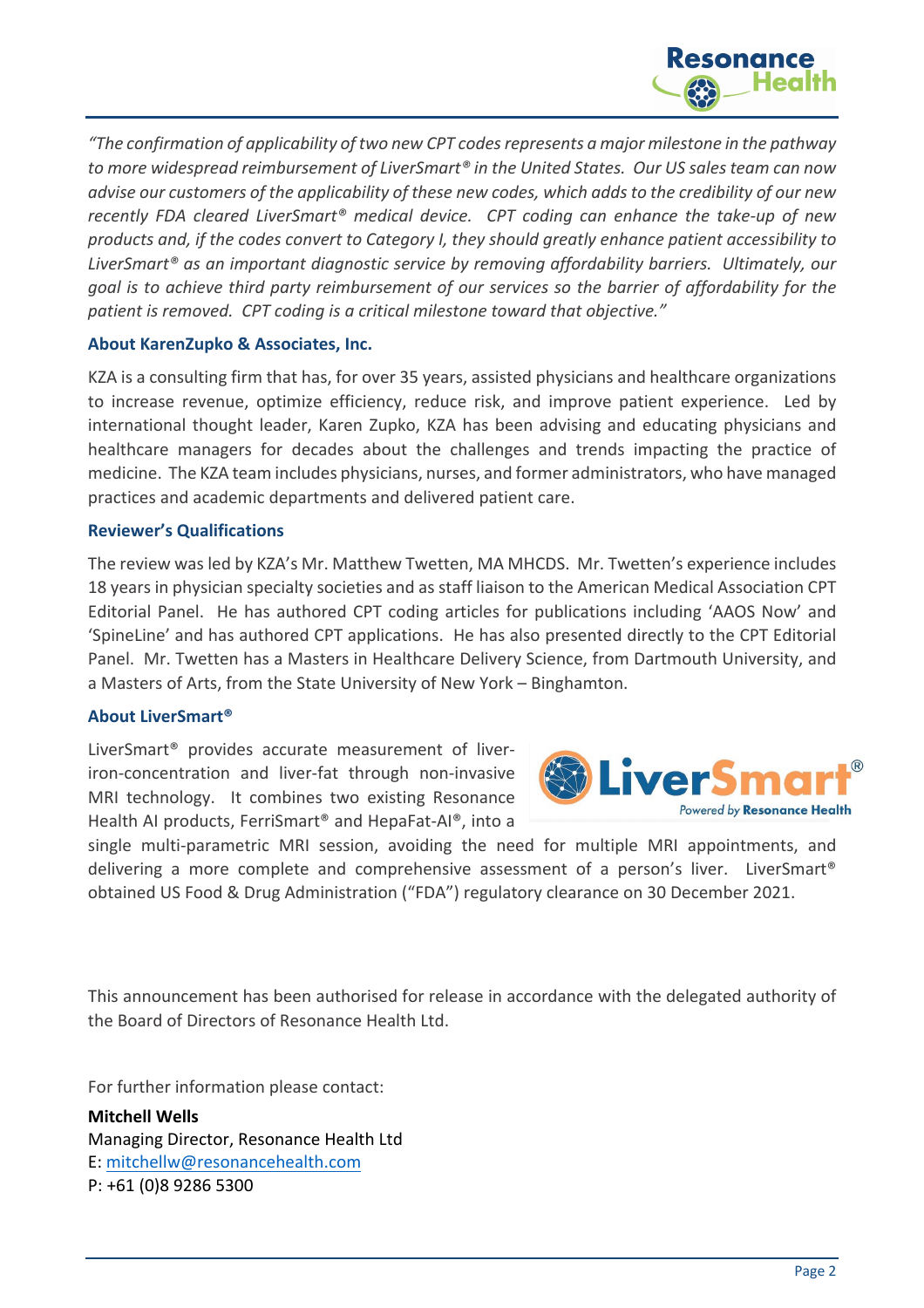*"The confirmation of applicability of two new CPT codes represents a major milestone in the pathway to more widespread reimbursement of LiverSmart® in the United States. Our US sales team can now advise our customers of the applicability of these new codes, which adds to the credibility of our new recently FDA cleared LiverSmart® medical device. CPT coding can enhance the take-up of new products and, if the codes convert to Category I, they should greatly enhance patient accessibility to LiverSmart® as an important diagnostic service by removing affordability barriers. Ultimately, our goal is to achieve third party reimbursement of our services so the barrier of affordability for the patient is removed. CPT coding is a critical milestone toward that objective."*

### About KarenZupko & Associates, Inc.

KZA is a consulting firm that has, for over 35 years, assisted physicians and healthcare organizations to increase revenue, optimize efficiency, reduce risk, and improve patient experience. Led by international thought leader, Karen Zupko, KZA has been advising and educating physicians and healthcare managers for decades about the challenges and trends impacting the practice of medicine. The KZA team includes physicians, nurses, and former administrators, who have managed practices and academic departments and delivered patient care.

### Reviewer's Qualifications

The review was led by KZA's Mr. Matthew Twetten, MA MHCDS. Mr. Twetten's experience includes 18 years in physician specialty societies and as staff liaison to the American Medical Association CPT Editorial Panel. He has authored CPT coding articles for publications including 'AAOS Now' and 'SpineLine' and has authored CPT applications. He has also presented directly to the CPT Editorial Panel. Mr. Twetten has a Masters in Healthcare Delivery Science, from Dartmouth University, and a Masters of Arts, from the State University of New York – Binghamton.

### About LiverSmart®

LiverSmart® provides accurate measurement of liver-iron-concentration and liver-fat through non-invasive MRI technology. It combines two existing Resonance Health AI products, FerriSmart® and HepaFat-AI®, into a single multi-parametric MRI session, avoiding the need for multiple MRI appointments, and delivering a more complete and comprehensive assessment of a person's liver. LiverSmart® obtained US Food & Drug Administration ("FDA") regulatory clearance on 30 December 2021.

This announcement has been authorised for release in accordance with the delegated authority of the Board of Directors of Resonance Health Ltd.

For further information please contact:

**Mitchell Wells**
Managing Director, Resonance Health Ltd
E: mitchellw@resonancehealth.com
P: +61 (0)8 9286 5300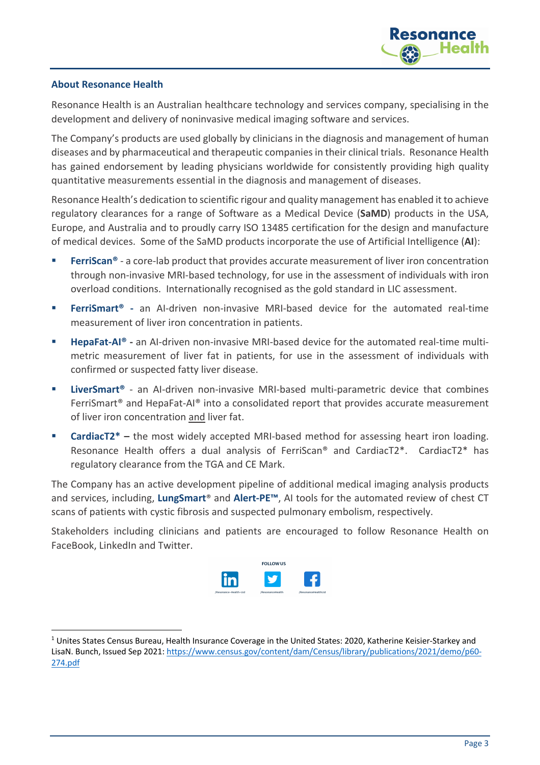### About Resonance Health

Resonance Health is an Australian healthcare technology and services company, specialising in the development and delivery of noninvasive medical imaging software and services.

The Company's products are used globally by clinicians in the diagnosis and management of human diseases and by pharmaceutical and therapeutic companies in their clinical trials. Resonance Health has gained endorsement by leading physicians worldwide for consistently providing high quality quantitative measurements essential in the diagnosis and management of diseases.

Resonance Health's dedication to scientific rigour and quality management has enabled it to achieve regulatory clearances for a range of Software as a Medical Device (**SaMD**) products in the USA, Europe, and Australia and to proudly carry ISO 13485 certification for the design and manufacture of medical devices. Some of the SaMD products incorporate the use of Artificial Intelligence (**AI**):

- **FerriScan®** - a core-lab product that provides accurate measurement of liver iron concentration through non-invasive MRI-based technology, for use in the assessment of individuals with iron overload conditions. Internationally recognised as the gold standard in LIC assessment.
- **FerriSmart® -** an AI-driven non-invasive MRI-based device for the automated real-time measurement of liver iron concentration in patients.
- **HepaFat-AI® -** an AI-driven non-invasive MRI-based device for the automated real-time multi-metric measurement of liver fat in patients, for use in the assessment of individuals with confirmed or suspected fatty liver disease.
- **LiverSmart®** - an AI-driven non-invasive MRI-based multi-parametric device that combines FerriSmart® and HepaFat-AI® into a consolidated report that provides accurate measurement of liver iron concentration and liver fat.
- **CardiacT2* –** the most widely accepted MRI-based method for assessing heart iron loading. Resonance Health offers a dual analysis of FerriScan® and CardiacT2*. CardiacT2* has regulatory clearance from the TGA and CE Mark.

The Company has an active development pipeline of additional medical imaging analysis products and services, including, **LungSmart**® and **Alert-PE™**, AI tools for the automated review of chest CT scans of patients with cystic fibrosis and suspected pulmonary embolism, respectively.

Stakeholders including clinicians and patients are encouraged to follow Resonance Health on FaceBook, LinkedIn and Twitter.

FOLLOW US

/Resonance-Health-Ltd /ResonanceHealth /ResonanceHealthLtd

---

[1] Unites States Census Bureau, Health Insurance Coverage in the United States: 2020, Katherine Keisier-Starkey and LisaN. Bunch, Issued Sep 2021: https://www.census.gov/content/dam/Census/library/publications/2021/demo/p60-274.pdf